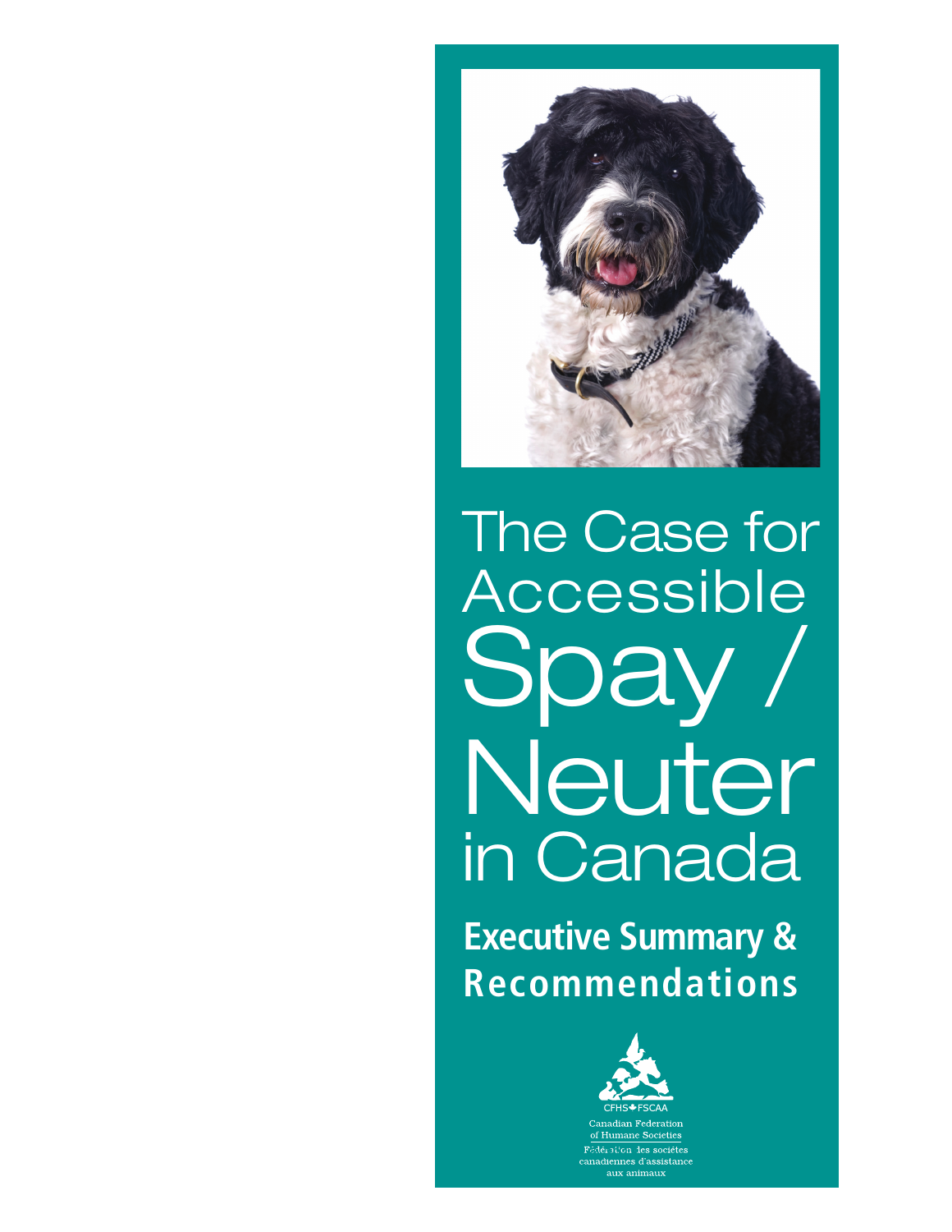# The Case for Accessible Spay / Neuter in Canada

## Executive Summary & Recommendations

CFHS FSCAA

Canadian Federation of Humane Societies

Fédération des sociétés canadiennes d'assistance aux animaux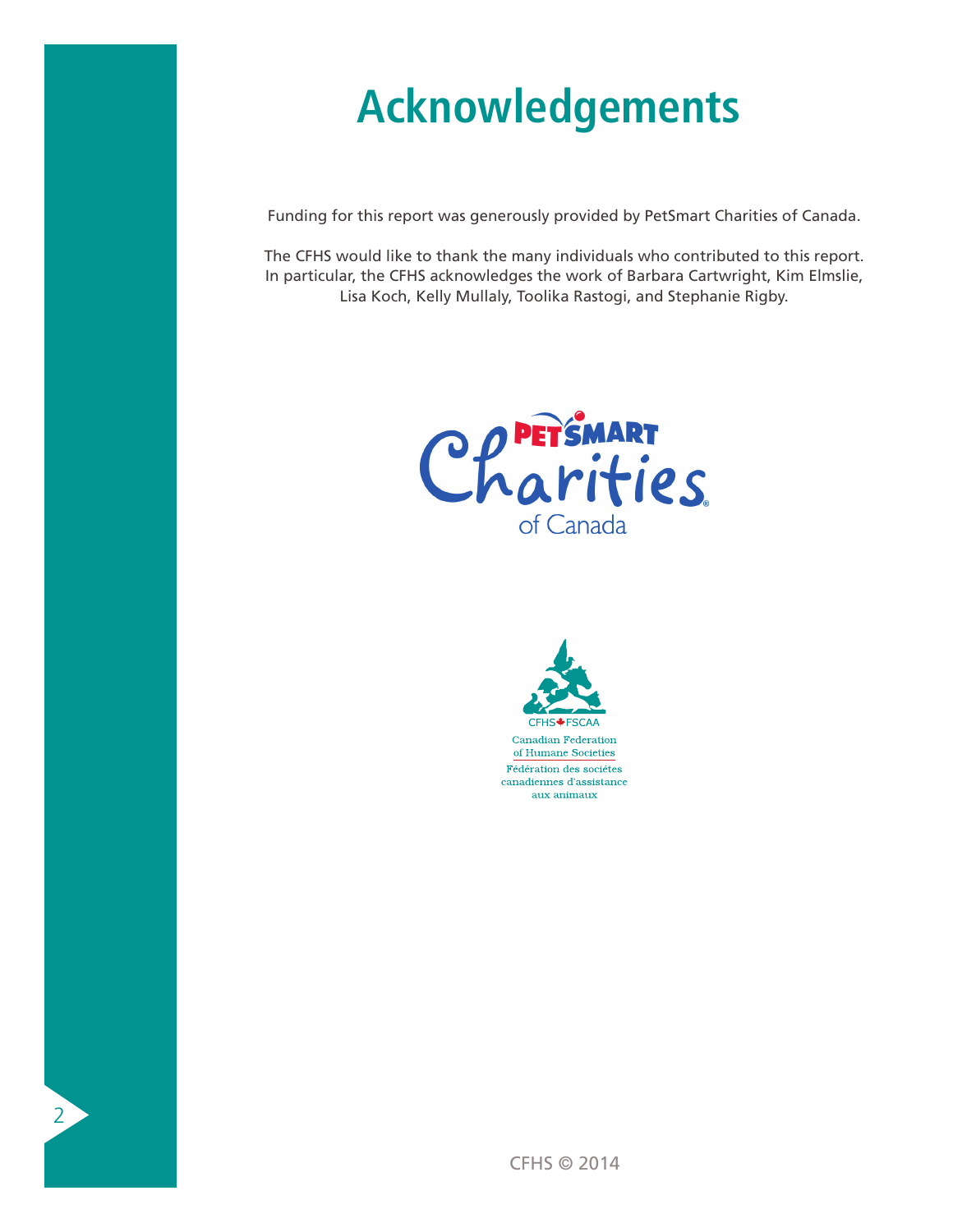# Acknowledgements

Funding for this report was generously provided by PetSmart Charities of Canada.

The CFHS would like to thank the many individuals who contributed to this report. In particular, the CFHS acknowledges the work of Barbara Cartwright, Kim Elmslie, Lisa Koch, Kelly Mullaly, Toolika Rastogi, and Stephanie Rigby.

PetSmart Charities of Canada

CFHS FSCAA

Canadian Federation of Humane Societies

Fédération des sociétés canadiennes d'assistance aux animaux

CFHS © 2014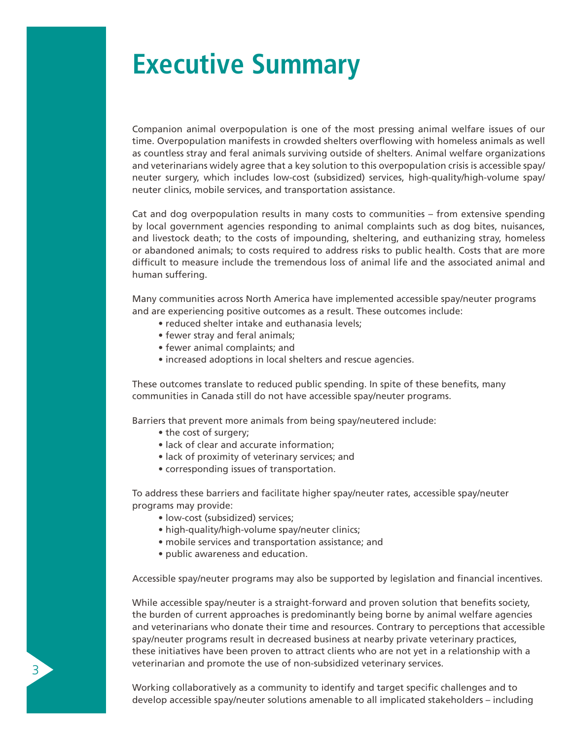# Executive Summary

Companion animal overpopulation is one of the most pressing animal welfare issues of our time. Overpopulation manifests in crowded shelters overflowing with homeless animals as well as countless stray and feral animals surviving outside of shelters. Animal welfare organizations and veterinarians widely agree that a key solution to this overpopulation crisis is accessible spay/neuter surgery, which includes low-cost (subsidized) services, high-quality/high-volume spay/neuter clinics, mobile services, and transportation assistance.

Cat and dog overpopulation results in many costs to communities – from extensive spending by local government agencies responding to animal complaints such as dog bites, nuisances, and livestock death; to the costs of impounding, sheltering, and euthanizing stray, homeless or abandoned animals; to costs required to address risks to public health. Costs that are more difficult to measure include the tremendous loss of animal life and the associated animal and human suffering.

Many communities across North America have implemented accessible spay/neuter programs and are experiencing positive outcomes as a result. These outcomes include:

- reduced shelter intake and euthanasia levels;
- fewer stray and feral animals;
- fewer animal complaints; and
- increased adoptions in local shelters and rescue agencies.

These outcomes translate to reduced public spending. In spite of these benefits, many communities in Canada still do not have accessible spay/neuter programs.

Barriers that prevent more animals from being spay/neutered include:

- the cost of surgery;
- lack of clear and accurate information;
- lack of proximity of veterinary services; and
- corresponding issues of transportation.

To address these barriers and facilitate higher spay/neuter rates, accessible spay/neuter programs may provide:

- low-cost (subsidized) services;
- high-quality/high-volume spay/neuter clinics;
- mobile services and transportation assistance; and
- public awareness and education.

Accessible spay/neuter programs may also be supported by legislation and financial incentives.

While accessible spay/neuter is a straight-forward and proven solution that benefits society, the burden of current approaches is predominantly being borne by animal welfare agencies and veterinarians who donate their time and resources. Contrary to perceptions that accessible spay/neuter programs result in decreased business at nearby private veterinary practices, these initiatives have been proven to attract clients who are not yet in a relationship with a veterinarian and promote the use of non-subsidized veterinary services.

Working collaboratively as a community to identify and target specific challenges and to develop accessible spay/neuter solutions amenable to all implicated stakeholders – including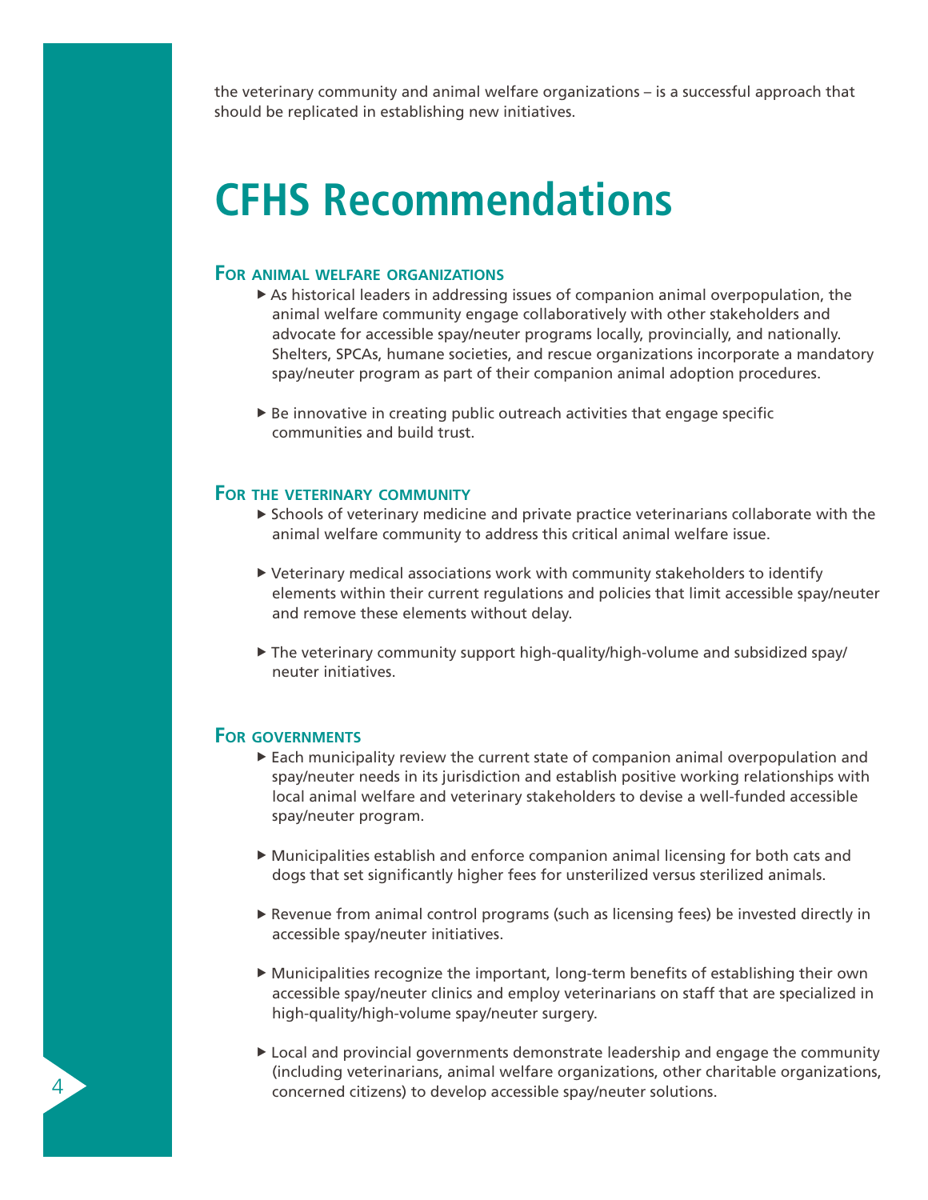the veterinary community and animal welfare organizations – is a successful approach that should be replicated in establishing new initiatives.

# CFHS Recommendations

### For animal welfare organizations

- As historical leaders in addressing issues of companion animal overpopulation, the animal welfare community engage collaboratively with other stakeholders and advocate for accessible spay/neuter programs locally, provincially, and nationally. Shelters, SPCAs, humane societies, and rescue organizations incorporate a mandatory spay/neuter program as part of their companion animal adoption procedures.

- Be innovative in creating public outreach activities that engage specific communities and build trust.

### For the veterinary community

- Schools of veterinary medicine and private practice veterinarians collaborate with the animal welfare community to address this critical animal welfare issue.

- Veterinary medical associations work with community stakeholders to identify elements within their current regulations and policies that limit accessible spay/neuter and remove these elements without delay.

- The veterinary community support high-quality/high-volume and subsidized spay/neuter initiatives.

### For governments

- Each municipality review the current state of companion animal overpopulation and spay/neuter needs in its jurisdiction and establish positive working relationships with local animal welfare and veterinary stakeholders to devise a well-funded accessible spay/neuter program.

- Municipalities establish and enforce companion animal licensing for both cats and dogs that set significantly higher fees for unsterilized versus sterilized animals.

- Revenue from animal control programs (such as licensing fees) be invested directly in accessible spay/neuter initiatives.

- Municipalities recognize the important, long-term benefits of establishing their own accessible spay/neuter clinics and employ veterinarians on staff that are specialized in high-quality/high-volume spay/neuter surgery.

- Local and provincial governments demonstrate leadership and engage the community (including veterinarians, animal welfare organizations, other charitable organizations, concerned citizens) to develop accessible spay/neuter solutions.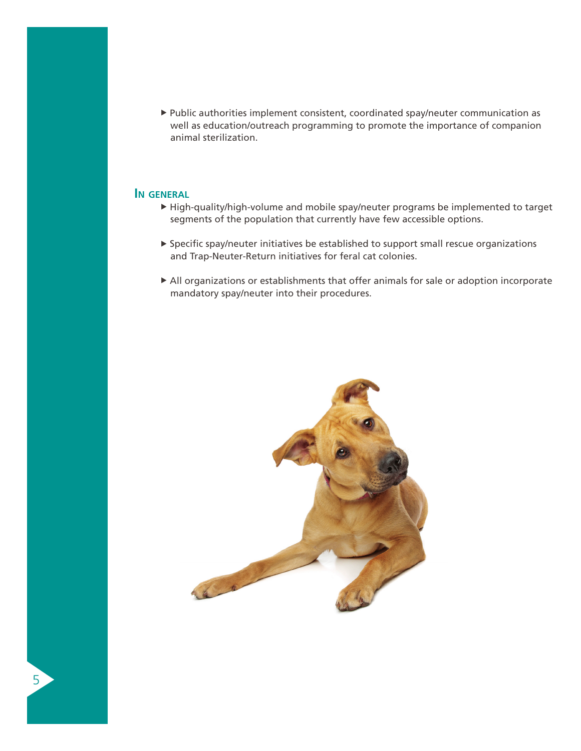- Public authorities implement consistent, coordinated spay/neuter communication as well as education/outreach programming to promote the importance of companion animal sterilization.

### In general

- High-quality/high-volume and mobile spay/neuter programs be implemented to target segments of the population that currently have few accessible options.
- Specific spay/neuter initiatives be established to support small rescue organizations and Trap-Neuter-Return initiatives for feral cat colonies.
- All organizations or establishments that offer animals for sale or adoption incorporate mandatory spay/neuter into their procedures.